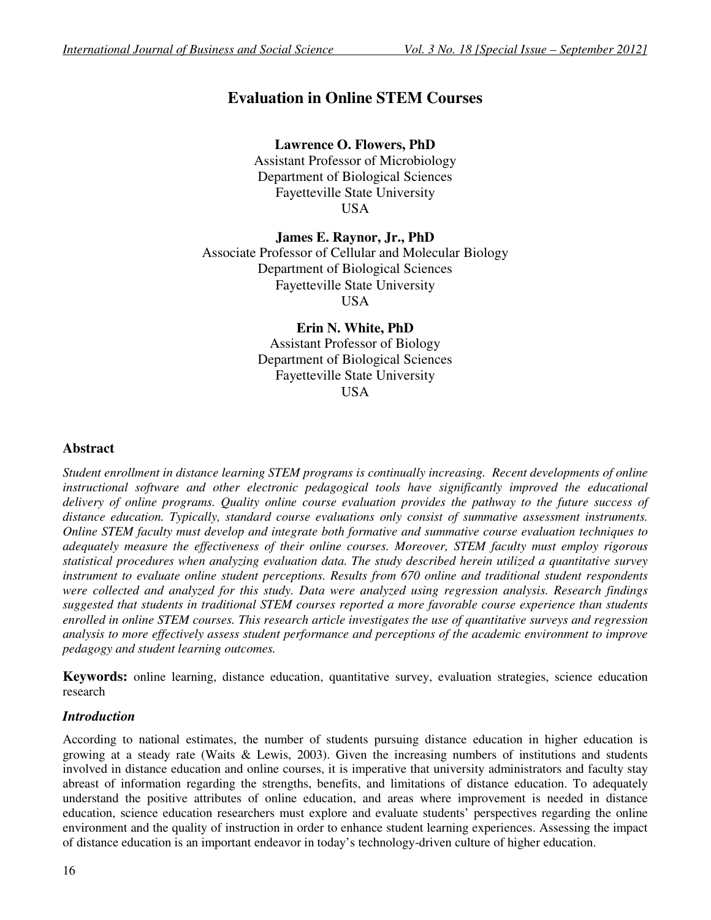# Evaluation in Online STEM Courses

**Lawrence O. Flowers, PhD**
Assistant Professor of Microbiology
Department of Biological Sciences
Fayetteville State University
USA

**James E. Raynor, Jr., PhD**
Associate Professor of Cellular and Molecular Biology
Department of Biological Sciences
Fayetteville State University
USA

**Erin N. White, PhD**
Assistant Professor of Biology
Department of Biological Sciences
Fayetteville State University
USA

## Abstract

*Student enrollment in distance learning STEM programs is continually increasing. Recent developments of online instructional software and other electronic pedagogical tools have significantly improved the educational delivery of online programs. Quality online course evaluation provides the pathway to the future success of distance education. Typically, standard course evaluations only consist of summative assessment instruments. Online STEM faculty must develop and integrate both formative and summative course evaluation techniques to adequately measure the effectiveness of their online courses. Moreover, STEM faculty must employ rigorous statistical procedures when analyzing evaluation data. The study described herein utilized a quantitative survey instrument to evaluate online student perceptions. Results from 670 online and traditional student respondents were collected and analyzed for this study. Data were analyzed using regression analysis. Research findings suggested that students in traditional STEM courses reported a more favorable course experience than students enrolled in online STEM courses. This research article investigates the use of quantitative surveys and regression analysis to more effectively assess student performance and perceptions of the academic environment to improve pedagogy and student learning outcomes.*

**Keywords:** online learning, distance education, quantitative survey, evaluation strategies, science education research

## *Introduction*

According to national estimates, the number of students pursuing distance education in higher education is growing at a steady rate (Waits & Lewis, 2003). Given the increasing numbers of institutions and students involved in distance education and online courses, it is imperative that university administrators and faculty stay abreast of information regarding the strengths, benefits, and limitations of distance education. To adequately understand the positive attributes of online education, and areas where improvement is needed in distance education, science education researchers must explore and evaluate students' perspectives regarding the online environment and the quality of instruction in order to enhance student learning experiences. Assessing the impact of distance education is an important endeavor in today's technology-driven culture of higher education.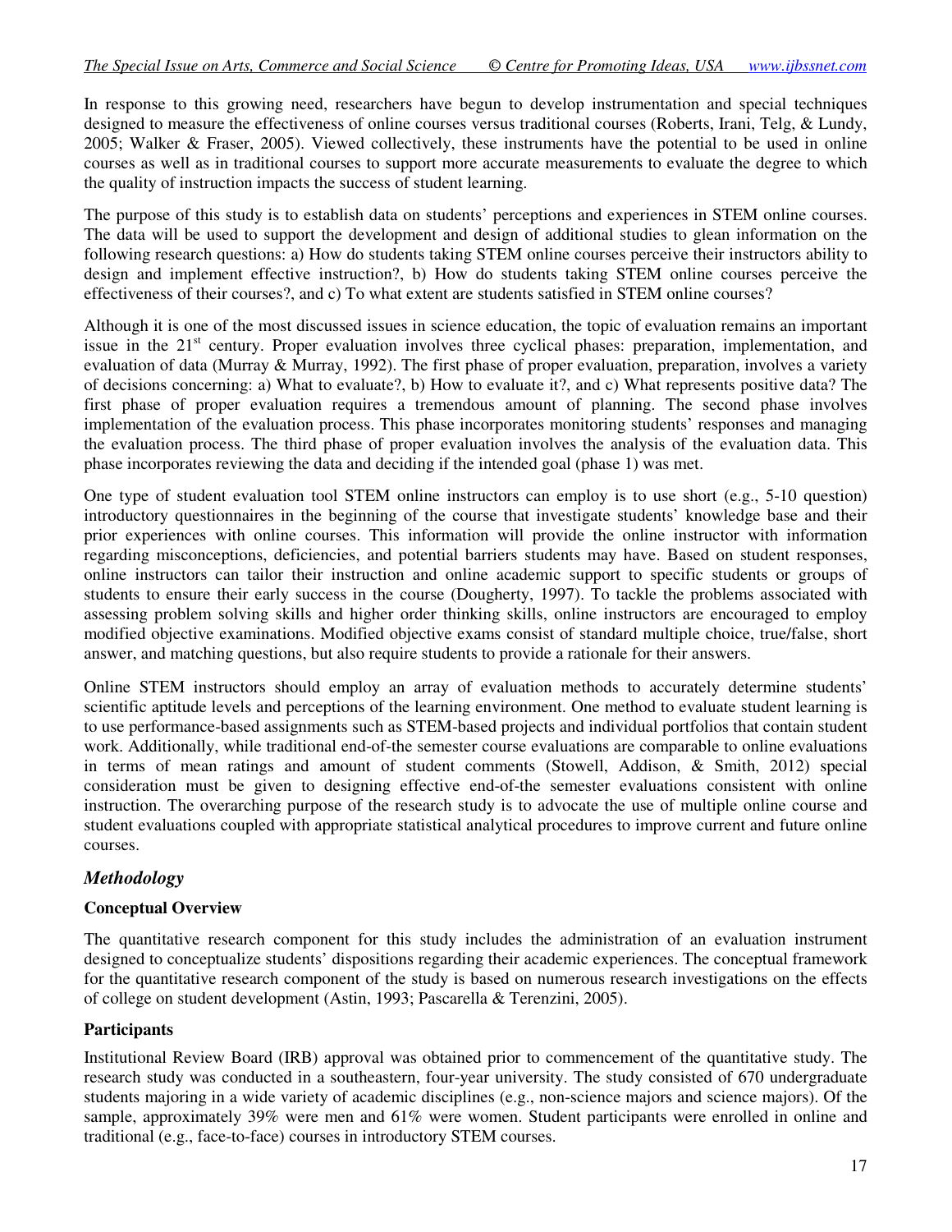In response to this growing need, researchers have begun to develop instrumentation and special techniques designed to measure the effectiveness of online courses versus traditional courses (Roberts, Irani, Telg, & Lundy, 2005; Walker & Fraser, 2005). Viewed collectively, these instruments have the potential to be used in online courses as well as in traditional courses to support more accurate measurements to evaluate the degree to which the quality of instruction impacts the success of student learning.

The purpose of this study is to establish data on students' perceptions and experiences in STEM online courses. The data will be used to support the development and design of additional studies to glean information on the following research questions: a) How do students taking STEM online courses perceive their instructors ability to design and implement effective instruction?, b) How do students taking STEM online courses perceive the effectiveness of their courses?, and c) To what extent are students satisfied in STEM online courses?

Although it is one of the most discussed issues in science education, the topic of evaluation remains an important issue in the 21st century. Proper evaluation involves three cyclical phases: preparation, implementation, and evaluation of data (Murray & Murray, 1992). The first phase of proper evaluation, preparation, involves a variety of decisions concerning: a) What to evaluate?, b) How to evaluate it?, and c) What represents positive data? The first phase of proper evaluation requires a tremendous amount of planning. The second phase involves implementation of the evaluation process. This phase incorporates monitoring students' responses and managing the evaluation process. The third phase of proper evaluation involves the analysis of the evaluation data. This phase incorporates reviewing the data and deciding if the intended goal (phase 1) was met.

One type of student evaluation tool STEM online instructors can employ is to use short (e.g., 5-10 question) introductory questionnaires in the beginning of the course that investigate students' knowledge base and their prior experiences with online courses. This information will provide the online instructor with information regarding misconceptions, deficiencies, and potential barriers students may have. Based on student responses, online instructors can tailor their instruction and online academic support to specific students or groups of students to ensure their early success in the course (Dougherty, 1997). To tackle the problems associated with assessing problem solving skills and higher order thinking skills, online instructors are encouraged to employ modified objective examinations. Modified objective exams consist of standard multiple choice, true/false, short answer, and matching questions, but also require students to provide a rationale for their answers.

Online STEM instructors should employ an array of evaluation methods to accurately determine students' scientific aptitude levels and perceptions of the learning environment. One method to evaluate student learning is to use performance-based assignments such as STEM-based projects and individual portfolios that contain student work. Additionally, while traditional end-of-the semester course evaluations are comparable to online evaluations in terms of mean ratings and amount of student comments (Stowell, Addison, & Smith, 2012) special consideration must be given to designing effective end-of-the semester evaluations consistent with online instruction. The overarching purpose of the research study is to advocate the use of multiple online course and student evaluations coupled with appropriate statistical analytical procedures to improve current and future online courses.

## *Methodology*

### Conceptual Overview

The quantitative research component for this study includes the administration of an evaluation instrument designed to conceptualize students' dispositions regarding their academic experiences. The conceptual framework for the quantitative research component of the study is based on numerous research investigations on the effects of college on student development (Astin, 1993; Pascarella & Terenzini, 2005).

### Participants

Institutional Review Board (IRB) approval was obtained prior to commencement of the quantitative study. The research study was conducted in a southeastern, four-year university. The study consisted of 670 undergraduate students majoring in a wide variety of academic disciplines (e.g., non-science majors and science majors). Of the sample, approximately 39% were men and 61% were women. Student participants were enrolled in online and traditional (e.g., face-to-face) courses in introductory STEM courses.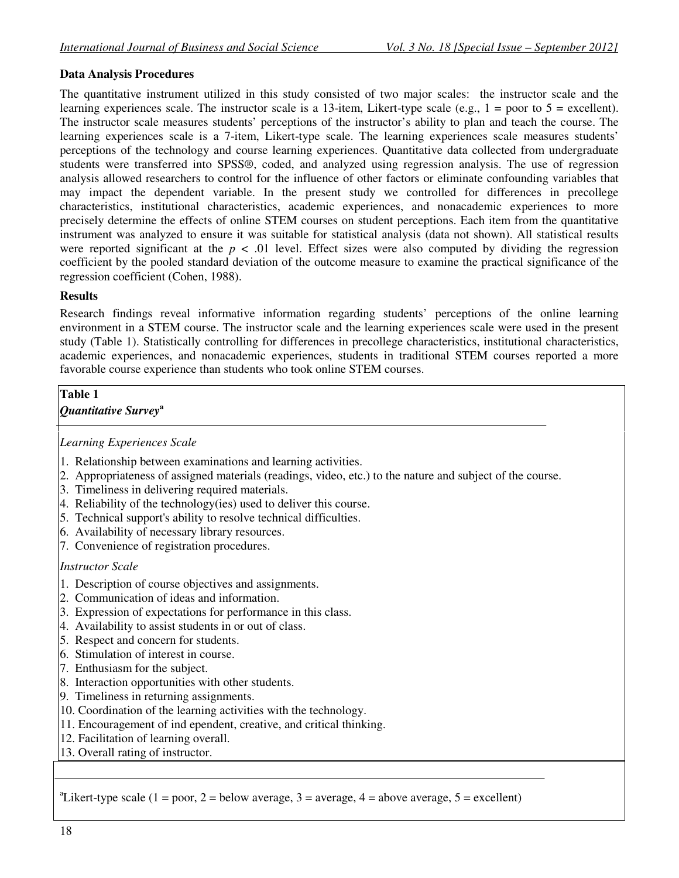### Data Analysis Procedures

The quantitative instrument utilized in this study consisted of two major scales: the instructor scale and the learning experiences scale. The instructor scale is a 13-item, Likert-type scale (e.g., 1 = poor to 5 = excellent). The instructor scale measures students' perceptions of the instructor's ability to plan and teach the course. The learning experiences scale is a 7-item, Likert-type scale. The learning experiences scale measures students' perceptions of the technology and course learning experiences. Quantitative data collected from undergraduate students were transferred into SPSS®, coded, and analyzed using regression analysis. The use of regression analysis allowed researchers to control for the influence of other factors or eliminate confounding variables that may impact the dependent variable. In the present study we controlled for differences in precollege characteristics, institutional characteristics, academic experiences, and nonacademic experiences to more precisely determine the effects of online STEM courses on student perceptions. Each item from the quantitative instrument was analyzed to ensure it was suitable for statistical analysis (data not shown). All statistical results were reported significant at the $p < .01$ level. Effect sizes were also computed by dividing the regression coefficient by the pooled standard deviation of the outcome measure to examine the practical significance of the regression coefficient (Cohen, 1988).

### Results

Research findings reveal informative information regarding students' perceptions of the online learning environment in a STEM course. The instructor scale and the learning experiences scale were used in the present study (Table 1). Statistically controlling for differences in precollege characteristics, institutional characteristics, academic experiences, and nonacademic experiences, students in traditional STEM courses reported a more favorable course experience than students who took online STEM courses.

**Table 1**

***Quantitative Survey*[a]**

*Learning Experiences Scale*

1. Relationship between examinations and learning activities.
2. Appropriateness of assigned materials (readings, video, etc.) to the nature and subject of the course.
3. Timeliness in delivering required materials.
4. Reliability of the technology(ies) used to deliver this course.
5. Technical support's ability to resolve technical difficulties.
6. Availability of necessary library resources.
7. Convenience of registration procedures.

*Instructor Scale*

1. Description of course objectives and assignments.
2. Communication of ideas and information.
3. Expression of expectations for performance in this class.
4. Availability to assist students in or out of class.
5. Respect and concern for students.
6. Stimulation of interest in course.
7. Enthusiasm for the subject.
8. Interaction opportunities with other students.
9. Timeliness in returning assignments.
10. Coordination of the learning activities with the technology.
11. Encouragement of ind ependent, creative, and critical thinking.
12. Facilitation of learning overall.
13. Overall rating of instructor.

[a]Likert-type scale (1 = poor, 2 = below average, 3 = average, 4 = above average, 5 = excellent)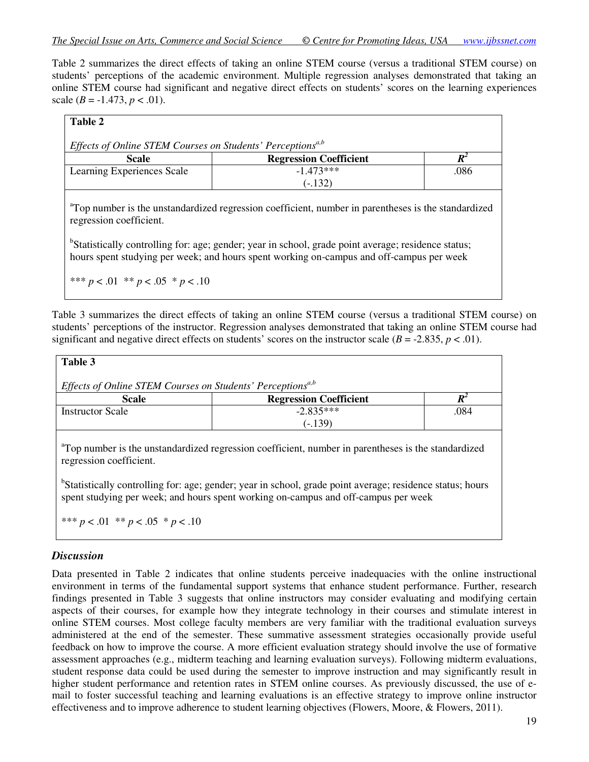Table 2 summarizes the direct effects of taking an online STEM course (versus a traditional STEM course) on students' perceptions of the academic environment. Multiple regression analyses demonstrated that taking an online STEM course had significant and negative direct effects on students' scores on the learning experiences scale ($B = -1.473$, $p < .01$).

**Table 2**

*Effects of Online STEM Courses on Students' Perceptions*[a,b]

| Scale | Regression Coefficient | $R^2$ |
|---|---|---|
| Learning Experiences Scale | -1.473*** (-.132) | .086 |

[a]Top number is the unstandardized regression coefficient, number in parentheses is the standardized regression coefficient.

[b]Statistically controlling for: age; gender; year in school, grade point average; residence status; hours spent studying per week; and hours spent working on-campus and off-campus per week

*** $p < .01$ ** $p < .05$ * $p < .10$

Table 3 summarizes the direct effects of taking an online STEM course (versus a traditional STEM course) on students' perceptions of the instructor. Regression analyses demonstrated that taking an online STEM course had significant and negative direct effects on students' scores on the instructor scale ($B = -2.835$, $p < .01$).

**Table 3**

*Effects of Online STEM Courses on Students' Perceptions*[a,b]

| Scale | Regression Coefficient | $R^2$ |
|---|---|---|
| Instructor Scale | -2.835*** (-.139) | .084 |

[a]Top number is the unstandardized regression coefficient, number in parentheses is the standardized regression coefficient.

[b]Statistically controlling for: age; gender; year in school, grade point average; residence status; hours spent studying per week; and hours spent working on-campus and off-campus per week

*** $p < .01$ ** $p < .05$ * $p < .10$

## *Discussion*

Data presented in Table 2 indicates that online students perceive inadequacies with the online instructional environment in terms of the fundamental support systems that enhance student performance. Further, research findings presented in Table 3 suggests that online instructors may consider evaluating and modifying certain aspects of their courses, for example how they integrate technology in their courses and stimulate interest in online STEM courses. Most college faculty members are very familiar with the traditional evaluation surveys administered at the end of the semester. These summative assessment strategies occasionally provide useful feedback on how to improve the course. A more efficient evaluation strategy should involve the use of formative assessment approaches (e.g., midterm teaching and learning evaluation surveys). Following midterm evaluations, student response data could be used during the semester to improve instruction and may significantly result in higher student performance and retention rates in STEM online courses. As previously discussed, the use of e-mail to foster successful teaching and learning evaluations is an effective strategy to improve online instructor effectiveness and to improve adherence to student learning objectives (Flowers, Moore, & Flowers, 2011).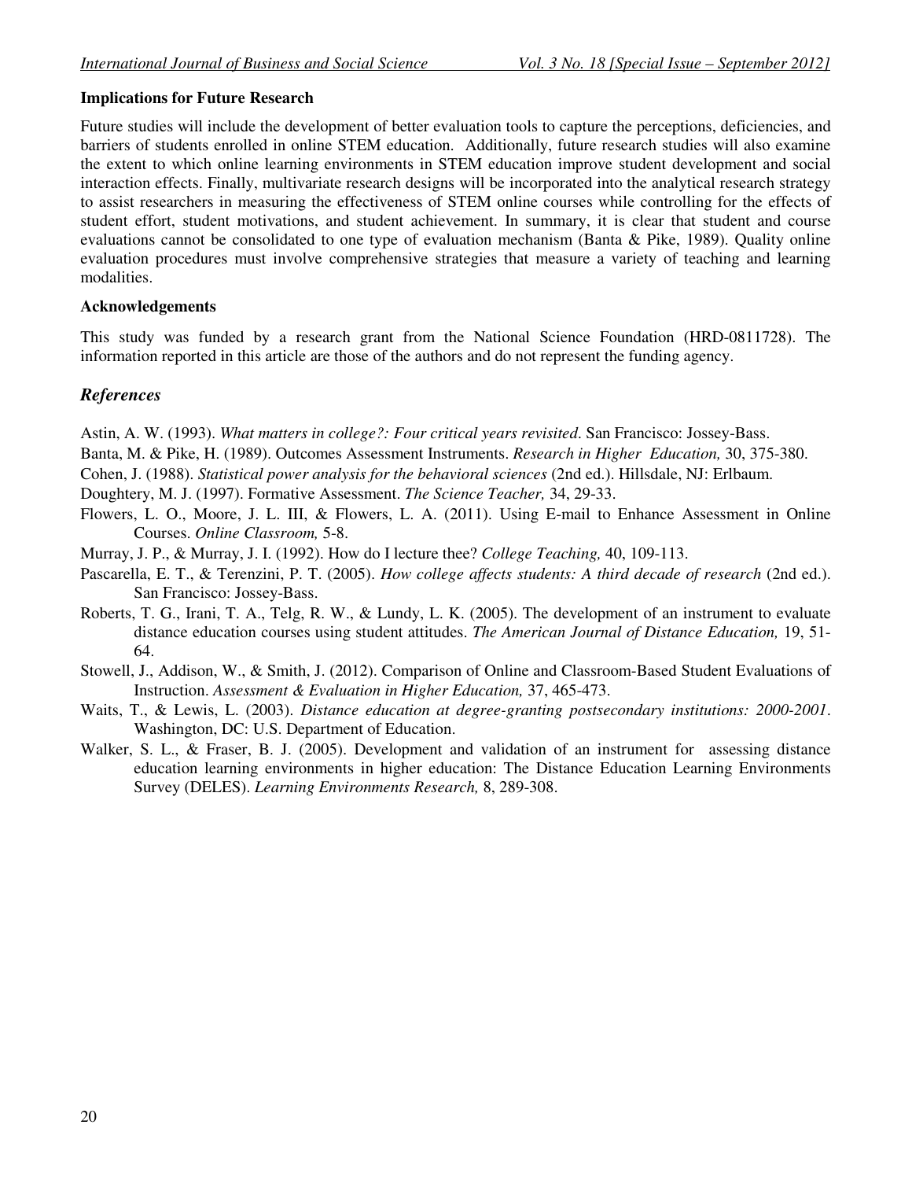### Implications for Future Research

Future studies will include the development of better evaluation tools to capture the perceptions, deficiencies, and barriers of students enrolled in online STEM education. Additionally, future research studies will also examine the extent to which online learning environments in STEM education improve student development and social interaction effects. Finally, multivariate research designs will be incorporated into the analytical research strategy to assist researchers in measuring the effectiveness of STEM online courses while controlling for the effects of student effort, student motivations, and student achievement. In summary, it is clear that student and course evaluations cannot be consolidated to one type of evaluation mechanism (Banta & Pike, 1989). Quality online evaluation procedures must involve comprehensive strategies that measure a variety of teaching and learning modalities.

### Acknowledgements

This study was funded by a research grant from the National Science Foundation (HRD-0811728). The information reported in this article are those of the authors and do not represent the funding agency.

## *References*

Astin, A. W. (1993). *What matters in college?: Four critical years revisited*. San Francisco: Jossey-Bass.

Banta, M. & Pike, H. (1989). Outcomes Assessment Instruments. *Research in Higher Education,* 30, 375-380.

Cohen, J. (1988). *Statistical power analysis for the behavioral sciences* (2nd ed.). Hillsdale, NJ: Erlbaum.

Doughtery, M. J. (1997). Formative Assessment. *The Science Teacher,* 34, 29-33.

Flowers, L. O., Moore, J. L. III, & Flowers, L. A. (2011). Using E-mail to Enhance Assessment in Online Courses. *Online Classroom,* 5-8.

Murray, J. P., & Murray, J. I. (1992). How do I lecture thee? *College Teaching,* 40, 109-113.

Pascarella, E. T., & Terenzini, P. T. (2005). *How college affects students: A third decade of research* (2nd ed.). San Francisco: Jossey-Bass.

Roberts, T. G., Irani, T. A., Telg, R. W., & Lundy, L. K. (2005). The development of an instrument to evaluate distance education courses using student attitudes. *The American Journal of Distance Education,* 19, 51-64.

Stowell, J., Addison, W., & Smith, J. (2012). Comparison of Online and Classroom-Based Student Evaluations of Instruction. *Assessment & Evaluation in Higher Education,* 37, 465-473.

Waits, T., & Lewis, L. (2003). *Distance education at degree-granting postsecondary institutions: 2000-2001*. Washington, DC: U.S. Department of Education.

Walker, S. L., & Fraser, B. J. (2005). Development and validation of an instrument for assessing distance education learning environments in higher education: The Distance Education Learning Environments Survey (DELES). *Learning Environments Research,* 8, 289-308.